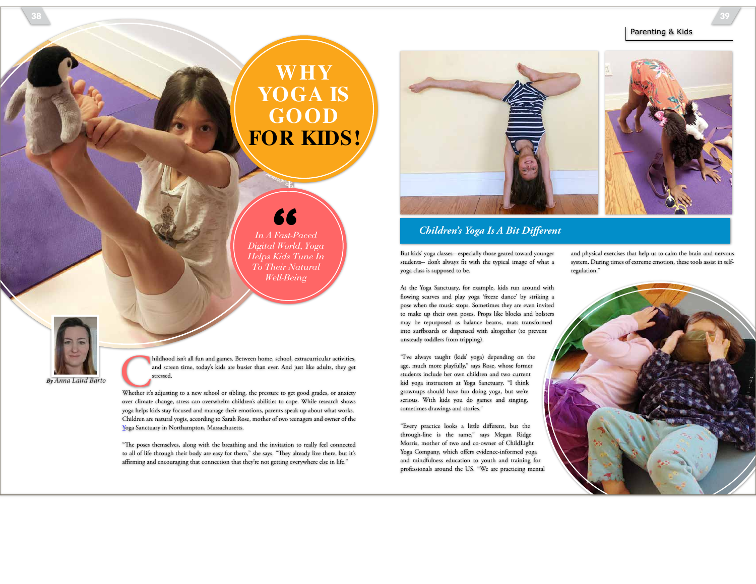# WHY YOGA IS GOOD FOR KIDS!

> *In A Fast-Paced Digital World, Yoga Helps Kids Tune In To Their Natural Well-Being*

*By Anna Laird Barto*

Childhood isn't all fun and games. Between home, school, extracurricular activities, and screen time, today's kids are busier than ever. And just like adults, they get stressed.

Whether it's adjusting to a new school or sibling, the pressure to get good grades, or anxiety over climate change, stress can overwhelm children's abilities to cope. While research shows yoga helps kids stay focused and manage their emotions, parents speak up about what works. Children are natural yogis, according to Sarah Rose, mother of two teenagers and owner of the Yoga Sanctuary in Northampton, Massachusetts.

"The poses themselves, along with the breathing and the invitation to really feel connected to all of life through their body are easy for them," she says. "They already live there, but it's affirming and encouraging that connection that they're not getting everywhere else in life."

## *Children's Yoga Is A Bit Different*

But kids' yoga classes-- especially those geared toward younger students-- don't always fit with the typical image of what a yoga class is supposed to be.

At the Yoga Sanctuary, for example, kids run around with flowing scarves and play yoga 'freeze dance' by striking a pose when the music stops. Sometimes they are even invited to make up their own poses. Props like blocks and bolsters may be repurposed as balance beams, mats transformed into surfboards or dispensed with altogether (to prevent unsteady toddlers from tripping).

"I've always taught (kids' yoga) depending on the age, much more playfully," says Rose, whose former students include her own children and two current kid yoga instructors at Yoga Sanctuary. "I think grownups should have fun doing yoga, but we're serious. With kids you do games and singing, sometimes drawings and stories."

"Every practice looks a little different, but the through-line is the same," says Megan Ridge Morris, mother of two and co-owner of ChildLight Yoga Company, which offers evidence-informed yoga and mindfulness education to youth and training for professionals around the US. "We are practicing mental and physical exercises that help us to calm the brain and nervous system. During times of extreme emotion, these tools assist in self-regulation."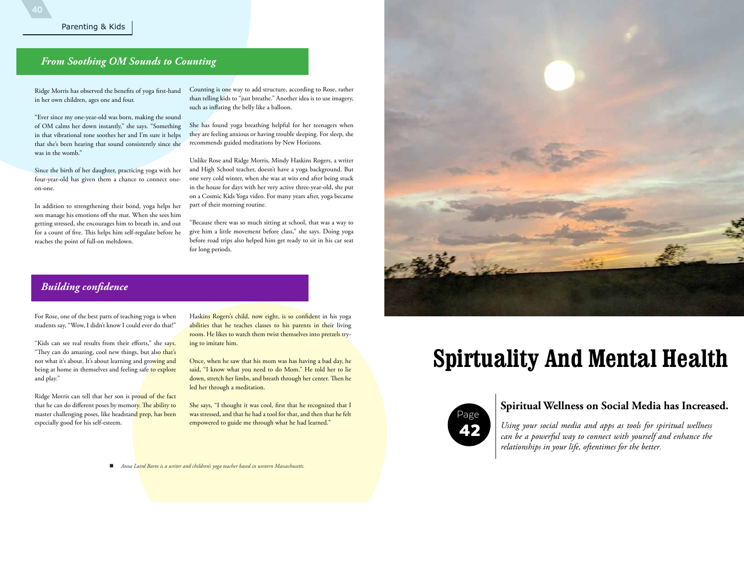## *From Soothing OM Sounds to Counting*

Ridge Morris has observed the benefits of yoga first-hand in her own children, ages one and four.

"Ever since my one-year-old was born, making the sound of OM calms her down instantly," she says. "Something in that vibrational tone soothes her and I'm sure it helps that she's been hearing that sound consistently since she was in the womb."

Since the birth of her daughter, practicing yoga with her four-year-old has given them a chance to connect one-on-one.

In addition to strengthening their bond, yoga helps her son manage his emotions off the mat. When she sees him getting stressed, she encourages him to breath in, and out for a count of five. This helps him self-regulate before he reaches the point of full-on meltdown.

Counting is one way to add structure, according to Rose, rather than telling kids to "just breathe." Another idea is to use imagery, such as inflating the belly like a balloon.

She has found yoga breathing helpful for her teenagers when they are feeling anxious or having trouble sleeping. For sleep, she recommends guided meditations by New Horizons.

Unlike Rose and Ridge Morris, Mindy Haskins Rogers, a writer and High School teacher, doesn't have a yoga background. But one very cold winter, when she was at wits end after being stuck in the house for days with her very active three-year-old, she put on a Cosmic Kids Yoga video. For many years after, yoga became part of their morning routine.

"Because there was so much sitting at school, that was a way to give him a little movement before class," she says. Doing yoga before road trips also helped him get ready to sit in his car seat for long periods.

## *Building confidence*

For Rose, one of the best parts of teaching yoga is when students say, "Wow, I didn't know I could ever do that!"

"Kids can see real results from their efforts," she says. "They can do amazing, cool new things, but also that's not what it's about. It's about learning and growing and being at home in themselves and feeling safe to explore and play."

Ridge Morris can tell that her son is proud of the fact that he can do different poses by memory. The ability to master challenging poses, like headstand prep, has been especially good for his self-esteem.

Haskins Rogers's child, now eight, is so confident in his yoga abilities that he teaches classes to his parents in their living room. He likes to watch them twist themselves into pretzels trying to imitate him.

Once, when he saw that his mom was has having a bad day, he said, "I know what you need to do Mom." He told her to lie down, stretch her limbs, and breath through her center. Then he led her through a meditation.

She says, "I thought it was cool, first that he recognized that I was stressed, and that he had a tool for that, and then that he felt empowered to guide me through what he had learned."

■ *Anna Laird Barto is a writer and children's yoga teacher based in western Massachusetts.*

# Spirtuality And Mental Health

Page **42**

### Spiritual Wellness on Social Media has Increased.

*Using your social media and apps as tools for spiritual wellness can be a powerful way to connect with yourself and enhance the relationships in your life, oftentimes for the better.*